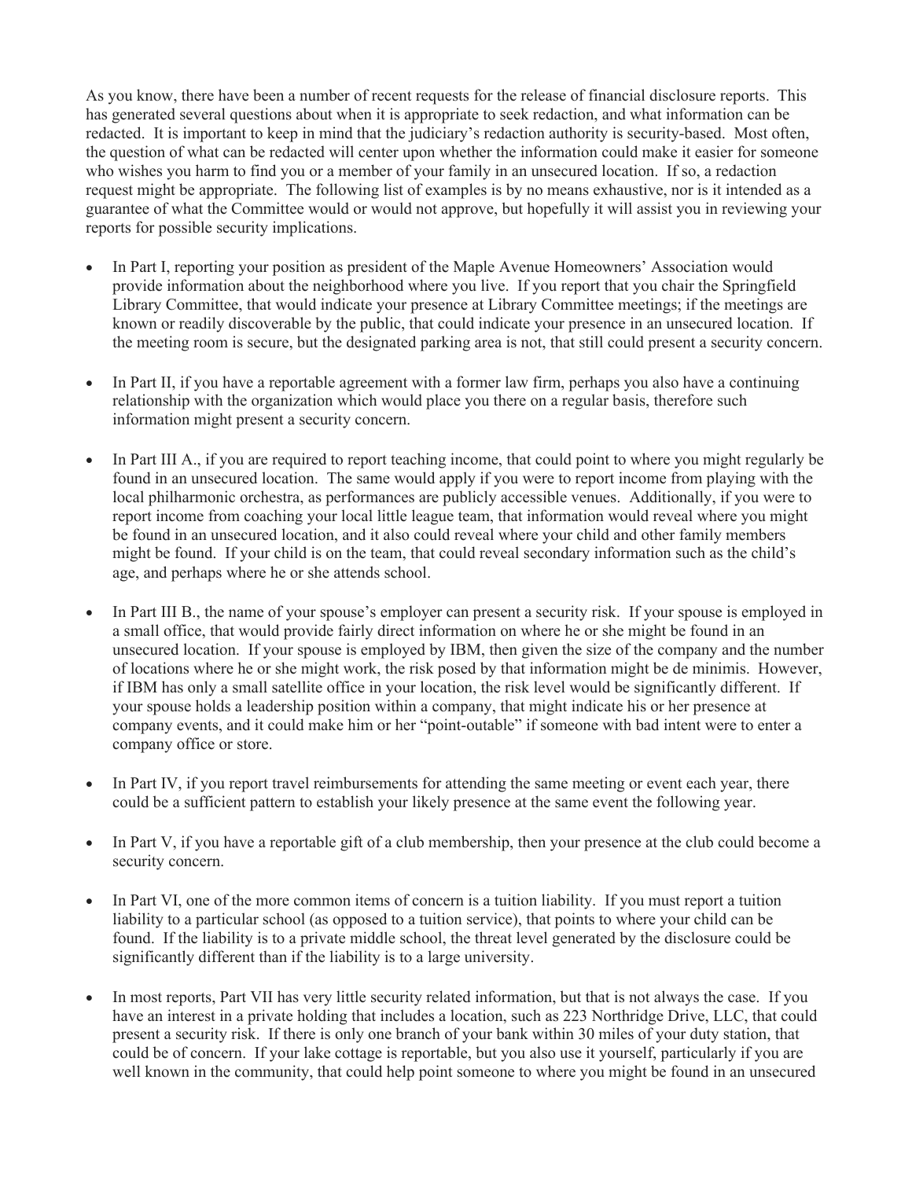As you know, there have been a number of recent requests for the release of financial disclosure reports. This has generated several questions about when it is appropriate to seek redaction, and what information can be redacted. It is important to keep in mind that the judiciary's redaction authority is security-based. Most often, the question of what can be redacted will center upon whether the information could make it easier for someone who wishes you harm to find you or a member of your family in an unsecured location. If so, a redaction request might be appropriate. The following list of examples is by no means exhaustive, nor is it intended as a guarantee of what the Committee would or would not approve, but hopefully it will assist you in reviewing your reports for possible security implications.

- In Part I, reporting your position as president of the Maple Avenue Homeowners' Association would provide information about the neighborhood where you live. If you report that you chair the Springfield Library Committee, that would indicate your presence at Library Committee meetings; if the meetings are known or readily discoverable by the public, that could indicate your presence in an unsecured location. If the meeting room is secure, but the designated parking area is not, that still could present a security concern.

- In Part II, if you have a reportable agreement with a former law firm, perhaps you also have a continuing relationship with the organization which would place you there on a regular basis, therefore such information might present a security concern.

- In Part III A., if you are required to report teaching income, that could point to where you might regularly be found in an unsecured location. The same would apply if you were to report income from playing with the local philharmonic orchestra, as performances are publicly accessible venues. Additionally, if you were to report income from coaching your local little league team, that information would reveal where you might be found in an unsecured location, and it also could reveal where your child and other family members might be found. If your child is on the team, that could reveal secondary information such as the child's age, and perhaps where he or she attends school.

- In Part III B., the name of your spouse's employer can present a security risk. If your spouse is employed in a small office, that would provide fairly direct information on where he or she might be found in an unsecured location. If your spouse is employed by IBM, then given the size of the company and the number of locations where he or she might work, the risk posed by that information might be de minimis. However, if IBM has only a small satellite office in your location, the risk level would be significantly different. If your spouse holds a leadership position within a company, that might indicate his or her presence at company events, and it could make him or her "point-outable" if someone with bad intent were to enter a company office or store.

- In Part IV, if you report travel reimbursements for attending the same meeting or event each year, there could be a sufficient pattern to establish your likely presence at the same event the following year.

- In Part V, if you have a reportable gift of a club membership, then your presence at the club could become a security concern.

- In Part VI, one of the more common items of concern is a tuition liability. If you must report a tuition liability to a particular school (as opposed to a tuition service), that points to where your child can be found. If the liability is to a private middle school, the threat level generated by the disclosure could be significantly different than if the liability is to a large university.

- In most reports, Part VII has very little security related information, but that is not always the case. If you have an interest in a private holding that includes a location, such as 223 Northridge Drive, LLC, that could present a security risk. If there is only one branch of your bank within 30 miles of your duty station, that could be of concern. If your lake cottage is reportable, but you also use it yourself, particularly if you are well known in the community, that could help point someone to where you might be found in an unsecured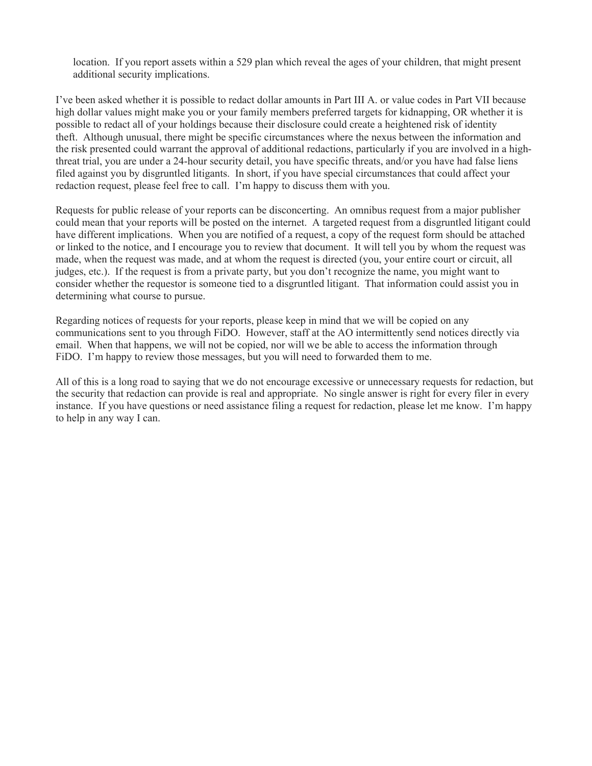location. If you report assets within a 529 plan which reveal the ages of your children, that might present additional security implications.

I've been asked whether it is possible to redact dollar amounts in Part III A. or value codes in Part VII because high dollar values might make you or your family members preferred targets for kidnapping, OR whether it is possible to redact all of your holdings because their disclosure could create a heightened risk of identity theft. Although unusual, there might be specific circumstances where the nexus between the information and the risk presented could warrant the approval of additional redactions, particularly if you are involved in a high-threat trial, you are under a 24-hour security detail, you have specific threats, and/or you have had false liens filed against you by disgruntled litigants. In short, if you have special circumstances that could affect your redaction request, please feel free to call. I'm happy to discuss them with you.

Requests for public release of your reports can be disconcerting. An omnibus request from a major publisher could mean that your reports will be posted on the internet. A targeted request from a disgruntled litigant could have different implications. When you are notified of a request, a copy of the request form should be attached or linked to the notice, and I encourage you to review that document. It will tell you by whom the request was made, when the request was made, and at whom the request is directed (you, your entire court or circuit, all judges, etc.). If the request is from a private party, but you don't recognize the name, you might want to consider whether the requestor is someone tied to a disgruntled litigant. That information could assist you in determining what course to pursue.

Regarding notices of requests for your reports, please keep in mind that we will be copied on any communications sent to you through FiDO. However, staff at the AO intermittently send notices directly via email. When that happens, we will not be copied, nor will we be able to access the information through FiDO. I'm happy to review those messages, but you will need to forwarded them to me.

All of this is a long road to saying that we do not encourage excessive or unnecessary requests for redaction, but the security that redaction can provide is real and appropriate. No single answer is right for every filer in every instance. If you have questions or need assistance filing a request for redaction, please let me know. I'm happy to help in any way I can.